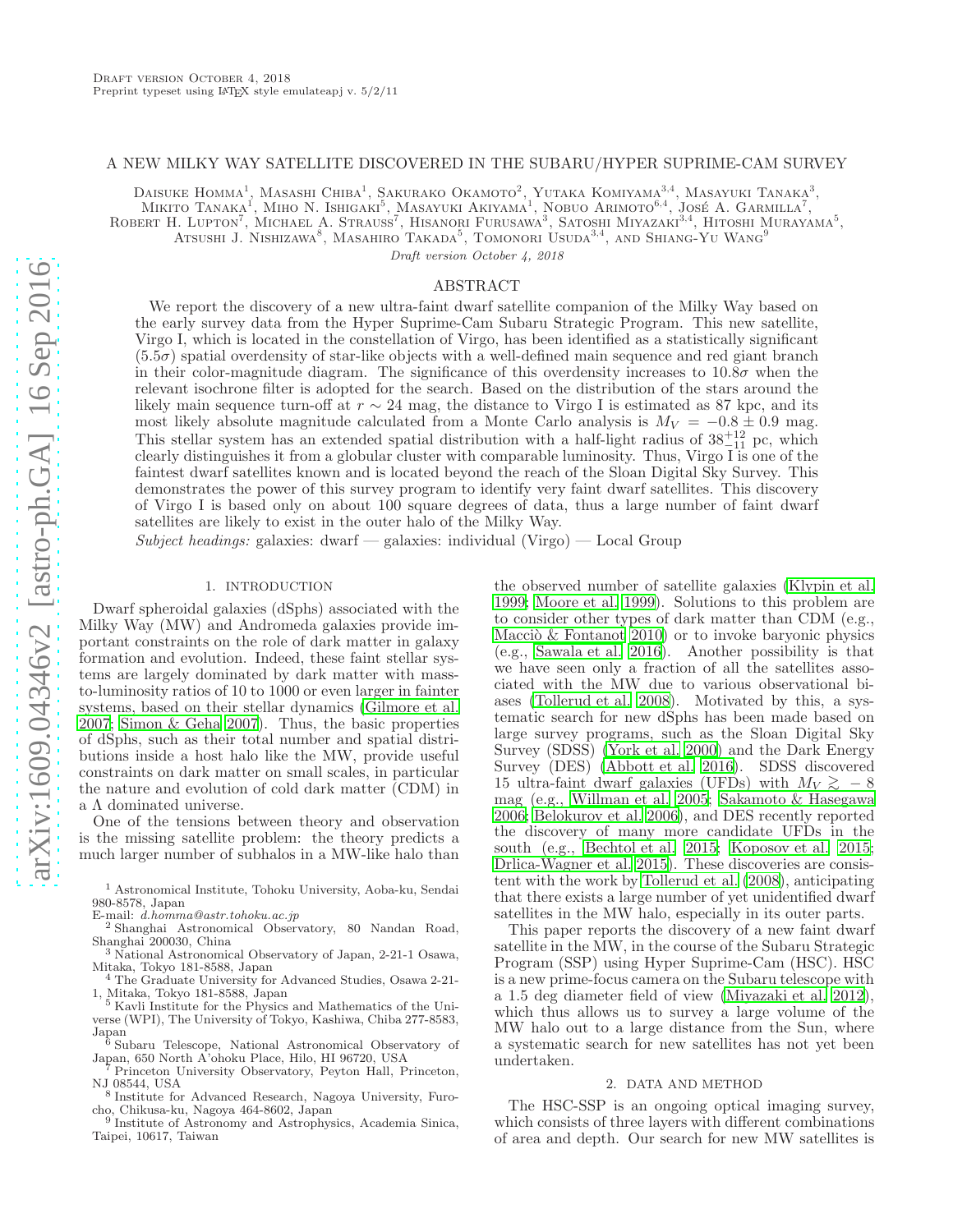Draft version October 4, 2018
Preprint typeset using LaTeX style emulateapj v. 5/2/11

# A NEW MILKY WAY SATELLITE DISCOVERED IN THE SUBARU/HYPER SUPRIME-CAM SURVEY

Daisuke Homma[1], Masashi Chiba[1], Sakurako Okamoto[2], Yutaka Komiyama[3,4], Masayuki Tanaka[3], Mikito Tanaka[1], Miho N. Ishigaki[5], Masayuki Akiyama[1], Nobuo Arimoto[6,4], José A. Garmilla[7], Robert H. Lupton[7], Michael A. Strauss[7], Hisanori Furusawa[3], Satoshi Miyazaki[3,4], Hitoshi Murayama[5], Atsushi J. Nishizawa[8], Masahiro Takada[5], Tomonori Usuda[3,4], and Shiang-Yu Wang[9]

*Draft version October 4, 2018*

## ABSTRACT

We report the discovery of a new ultra-faint dwarf satellite companion of the Milky Way based on the early survey data from the Hyper Suprime-Cam Subaru Strategic Program. This new satellite, Virgo I, which is located in the constellation of Virgo, has been identified as a statistically significant ($5.5\sigma$) spatial overdensity of star-like objects with a well-defined main sequence and red giant branch in their color-magnitude diagram. The significance of this overdensity increases to $10.8\sigma$ when the relevant isochrone filter is adopted for the search. Based on the distribution of the stars around the likely main sequence turn-off at $r \sim 24$ mag, the distance to Virgo I is estimated as 87 kpc, and its most likely absolute magnitude calculated from a Monte Carlo analysis is $M_V = -0.8 \pm 0.9$ mag. This stellar system has an extended spatial distribution with a half-light radius of $38^{+12}_{-11}$ pc, which clearly distinguishes it from a globular cluster with comparable luminosity. Thus, Virgo I is one of the faintest dwarf satellites known and is located beyond the reach of the Sloan Digital Sky Survey. This demonstrates the power of this survey program to identify very faint dwarf satellites. This discovery of Virgo I is based only on about 100 square degrees of data, thus a large number of faint dwarf satellites are likely to exist in the outer halo of the Milky Way.

*Subject headings:* galaxies: dwarf — galaxies: individual (Virgo) — Local Group

## 1. INTRODUCTION

Dwarf spheroidal galaxies (dSphs) associated with the Milky Way (MW) and Andromeda galaxies provide important constraints on the role of dark matter in galaxy formation and evolution. Indeed, these faint stellar systems are largely dominated by dark matter with mass-to-luminosity ratios of 10 to 1000 or even larger in fainter systems, based on their stellar dynamics (Gilmore et al. 2007; Simon & Geha 2007). Thus, the basic properties of dSphs, such as their total number and spatial distributions inside a host halo like the MW, provide useful constraints on dark matter on small scales, in particular the nature and evolution of cold dark matter (CDM) in a $\Lambda$ dominated universe.

One of the tensions between theory and observation is the missing satellite problem: the theory predicts a much larger number of subhalos in a MW-like halo than the observed number of satellite galaxies (Klypin et al. 1999; Moore et al. 1999). Solutions to this problem are to consider other types of dark matter than CDM (e.g., Macciò & Fontanot 2010) or to invoke baryonic physics (e.g., Sawala et al. 2016). Another possibility is that we have seen only a fraction of all the satellites associated with the MW due to various observational biases (Tollerud et al. 2008). Motivated by this, a systematic search for new dSphs has been made based on large survey programs, such as the Sloan Digital Sky Survey (SDSS) (York et al. 2000) and the Dark Energy Survey (DES) (Abbott et al. 2016). SDSS discovered 15 ultra-faint dwarf galaxies (UFDs) with $M_V \gtrsim -8$ mag (e.g., Willman et al. 2005; Sakamoto & Hasegawa 2006; Belokurov et al. 2006), and DES recently reported the discovery of many more candidate UFDs in the south (e.g., Bechtol et al. 2015; Koposov et al. 2015; Drlica-Wagner et al. 2015). These discoveries are consistent with the work by Tollerud et al. (2008), anticipating that there exists a large number of yet unidentified dwarf satellites in the MW halo, especially in its outer parts.

This paper reports the discovery of a new faint dwarf satellite in the MW, in the course of the Subaru Strategic Program (SSP) using Hyper Suprime-Cam (HSC). HSC is a new prime-focus camera on the Subaru telescope with a 1.5 deg diameter field of view (Miyazaki et al. 2012), which thus allows us to survey a large volume of the MW halo out to a large distance from the Sun, where a systematic search for new satellites has not yet been undertaken.

## 2. DATA AND METHOD

The HSC-SSP is an ongoing optical imaging survey, which consists of three layers with different combinations of area and depth. Our search for new MW satellites is

---

[1] Astronomical Institute, Tohoku University, Aoba-ku, Sendai 980-8578, Japan
E-mail: *d.homma@astr.tohoku.ac.jp*
[2] Shanghai Astronomical Observatory, 80 Nandan Road, Shanghai 200030, China
[3] National Astronomical Observatory of Japan, 2-21-1 Osawa, Mitaka, Tokyo 181-8588, Japan
[4] The Graduate University for Advanced Studies, Osawa 2-21-1, Mitaka, Tokyo 181-8588, Japan
[5] Kavli Institute for the Physics and Mathematics of the Universe (WPI), The University of Tokyo, Kashiwa, Chiba 277-8583, Japan
[6] Subaru Telescope, National Astronomical Observatory of Japan, 650 North A'ohoku Place, Hilo, HI 96720, USA
[7] Princeton University Observatory, Peyton Hall, Princeton, NJ 08544, USA
[8] Institute for Advanced Research, Nagoya University, Furocho, Chikusa-ku, Nagoya 464-8602, Japan
[9] Institute of Astronomy and Astrophysics, Academia Sinica, Taipei, 10617, Taiwan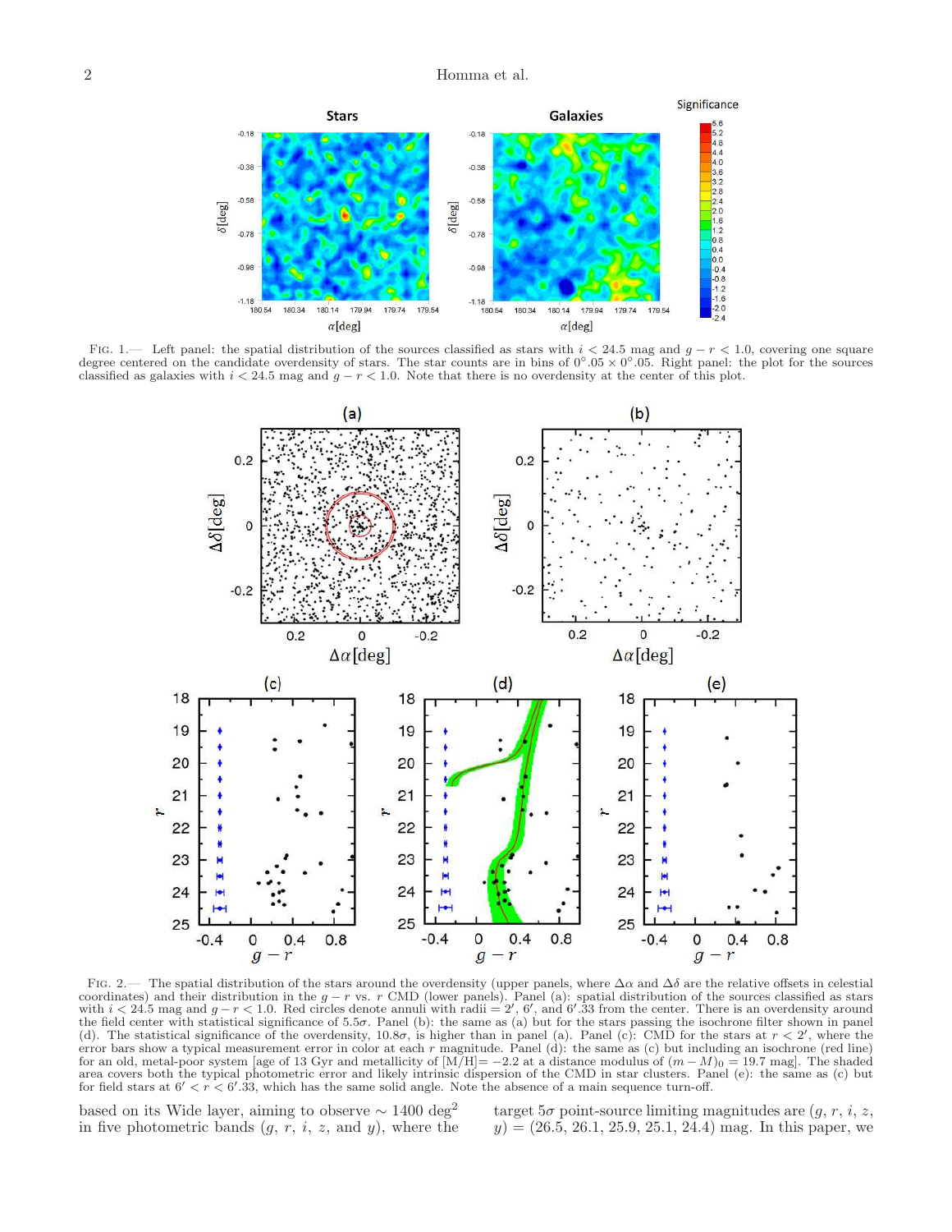FIG. 1.— Left panel: the spatial distribution of the sources classified as stars with $i < 24.5$ mag and $g - r < 1.0$, covering one square degree centered on the candidate overdensity of stars. The star counts are in bins of $0^\circ.05 \times 0^\circ.05$. Right panel: the plot for the sources classified as galaxies with $i < 24.5$ mag and $g - r < 1.0$. Note that there is no overdensity at the center of this plot.

FIG. 2.— The spatial distribution of the stars around the overdensity (upper panels, where $\Delta\alpha$ and $\Delta\delta$ are the relative offsets in celestial coordinates) and their distribution in the $g - r$ vs. $r$ CMD (lower panels). Panel (a): spatial distribution of the sources classified as stars with $i < 24.5$ mag and $g - r < 1.0$. Red circles denote annuli with radii = $2'$, $6'$, and $6'.33$ from the center. There is an overdensity around the field center with statistical significance of $5.5\sigma$. Panel (b): the same as (a) but for the stars passing the isochrone filter shown in panel (d). The statistical significance of the overdensity, $10.8\sigma$, is higher than in panel (a). Panel (c): CMD for the stars at $r < 2'$, where the error bars show a typical measurement error in color at each $r$ magnitude. Panel (d): the same as (c) but including an isochrone (red line) for an old, metal-poor system [age of 13 Gyr and metallicity of [M/H]$= -2.2$ at a distance modulus of $(m - M)_0 = 19.7$ mag]. The shaded area covers both the typical photometric error and likely intrinsic dispersion of the CMD in star clusters. Panel (e): the same as (c) but for field stars at $6' < r < 6'.33$, which has the same solid angle. Note the absence of a main sequence turn-off.

based on its Wide layer, aiming to observe $\sim 1400$ deg$^2$ in five photometric bands ($g$, $r$, $i$, $z$, and $y$), where the target $5\sigma$ point-source limiting magnitudes are ($g$, $r$, $i$, $z$, $y$) = (26.5, 26.1, 25.9, 25.1, 24.4) mag. In this paper, we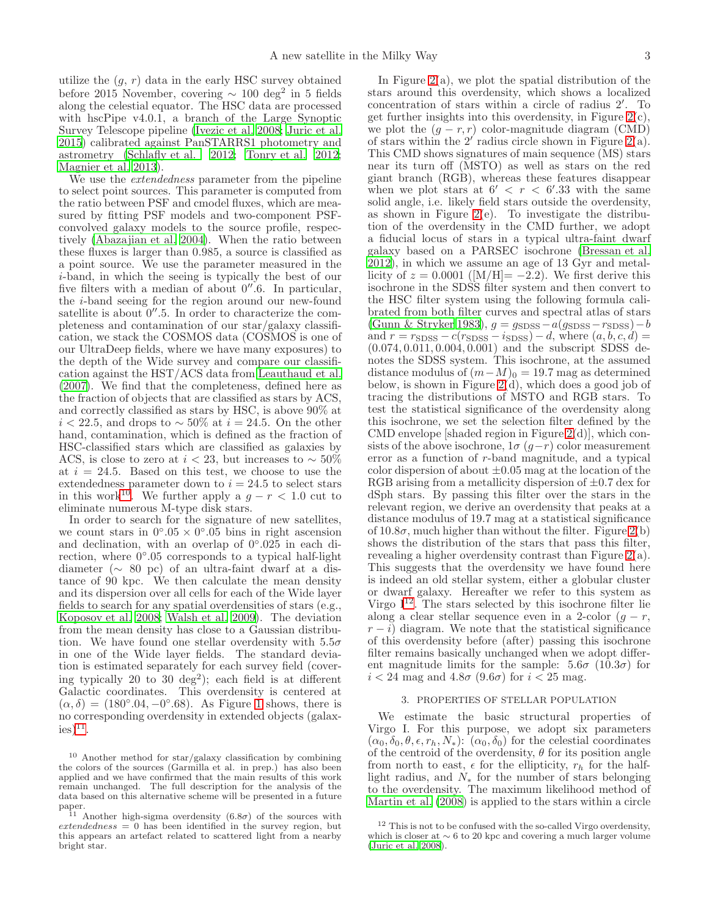utilize the ($g$, $r$) data in the early HSC survey obtained before 2015 November, covering $\sim 100$ deg$^2$ in 5 fields along the celestial equator. The HSC data are processed with hscPipe v4.0.1, a branch of the Large Synoptic Survey Telescope pipeline (Ivezic et al. 2008; Juric et al. 2015) calibrated against PanSTARRS1 photometry and astrometry (Schlafly et al. 2012; Tonry et al. 2012; Magnier et al. 2013).

We use the *extendedness* parameter from the pipeline to select point sources. This parameter is computed from the ratio between PSF and cmodel fluxes, which are measured by fitting PSF models and two-component PSF-convolved galaxy models to the source profile, respectively (Abazajian et al. 2004). When the ratio between these fluxes is larger than 0.985, a source is classified as a point source. We use the parameter measured in the $i$-band, in which the seeing is typically the best of our five filters with a median of about $0''.6$. In particular, the $i$-band seeing for the region around our new-found satellite is about $0''.5$. In order to characterize the completeness and contamination of our star/galaxy classification, we stack the COSMOS data (COSMOS is one of our UltraDeep fields, where we have many exposures) to the depth of the Wide survey and compare our classification against the HST/ACS data from Leauthaud et al. (2007). We find that the completeness, defined here as the fraction of objects that are classified as stars by ACS, and correctly classified as stars by HSC, is above 90% at $i < 22.5$, and drops to $\sim 50\%$ at $i = 24.5$. On the other hand, contamination, which is defined as the fraction of HSC-classified stars which are classified as galaxies by ACS, is close to zero at $i < 23$, but increases to $\sim 50\%$ at $i = 24.5$. Based on this test, we choose to use the extendedness parameter down to $i = 24.5$ to select stars in this work[10]. We further apply a $g - r < 1.0$ cut to eliminate numerous M-type disk stars.

In order to search for the signature of new satellites, we count stars in $0^\circ.05 \times 0^\circ.05$ bins in right ascension and declination, with an overlap of $0^\circ.025$ in each direction, where $0^\circ.05$ corresponds to a typical half-light diameter ($\sim 80$ pc) of an ultra-faint dwarf at a distance of 90 kpc. We then calculate the mean density and its dispersion over all cells for each of the Wide layer fields to search for any spatial overdensities of stars (e.g., Koposov et al. 2008; Walsh et al. 2009). The deviation from the mean density has close to a Gaussian distribution. We have found one stellar overdensity with $5.5\sigma$ in one of the Wide layer fields. The standard deviation is estimated separately for each survey field (covering typically 20 to 30 deg$^2$); each field is at different Galactic coordinates. This overdensity is centered at $(\alpha, \delta) = (180^\circ.04, -0^\circ.68)$. As Figure 1 shows, there is no corresponding overdensity in extended objects (galaxies)[11].

In Figure 2(a), we plot the spatial distribution of the stars around this overdensity, which shows a localized concentration of stars within a circle of radius $2'$. To get further insights into this overdensity, in Figure 2(c), we plot the $(g - r, r)$ color-magnitude diagram (CMD) of stars within the $2'$ radius circle shown in Figure 2(a). This CMD shows signatures of main sequence (MS) stars near its turn off (MSTO) as well as stars on the red giant branch (RGB), whereas these features disappear when we plot stars at $6' < r < 6'.33$ with the same solid angle, i.e. likely field stars outside the overdensity, as shown in Figure 2(e). To investigate the distribution of the overdensity in the CMD further, we adopt a fiducial locus of stars in a typical ultra-faint dwarf galaxy based on a PARSEC isochrone (Bressan et al. 2012), in which we assume an age of 13 Gyr and metallicity of $z = 0.0001$ ([M/H]$= -2.2$). We first derive this isochrone in the SDSS filter system and then convert to the HSC filter system using the following formula calibrated from both filter curves and spectral atlas of stars (Gunn & Stryker 1983), $g = g_{\rm SDSS} - a(g_{\rm SDSS} - r_{\rm SDSS}) - b$ and $r = r_{\rm SDSS} - c(r_{\rm SDSS} - i_{\rm SDSS}) - d$, where $(a, b, c, d) = (0.074, 0.011, 0.004, 0.001)$ and the subscript SDSS denotes the SDSS system. This isochrone, at the assumed distance modulus of $(m - M)_0 = 19.7$ mag as determined below, is shown in Figure 2(d), which does a good job of tracing the distributions of MSTO and RGB stars. To test the statistical significance of the overdensity along this isochrone, we set the selection filter defined by the CMD envelope [shaded region in Figure 2(d)], which consists of the above isochrone, $1\sigma$ $(g-r)$ color measurement error as a function of $r$-band magnitude, and a typical color dispersion of about $\pm 0.05$ mag at the location of the RGB arising from a metallicity dispersion of $\pm 0.7$ dex for dSph stars. By passing this filter over the stars in the relevant region, we derive an overdensity that peaks at a distance modulus of 19.7 mag at a statistical significance of $10.8\sigma$, much higher than without the filter. Figure 2(b) shows the distribution of the stars that pass this filter, revealing a higher overdensity contrast than Figure 2(a). This suggests that the overdensity we have found here is indeed an old stellar system, either a globular cluster or dwarf galaxy. Hereafter we refer to this system as Virgo I[12]. The stars selected by this isochrone filter lie along a clear stellar sequence even in a 2-color $(g - r, r - i)$ diagram. We note that the statistical significance of this overdensity before (after) passing this isochrone filter remains basically unchanged when we adopt different magnitude limits for the sample: $5.6\sigma$ ($10.3\sigma$) for $i < 24$ mag and $4.8\sigma$ ($9.6\sigma$) for $i < 25$ mag.

## 3. PROPERTIES OF STELLAR POPULATION

We estimate the basic structural properties of Virgo I. For this purpose, we adopt six parameters $(\alpha_0, \delta_0, \theta, \epsilon, r_h, N_*)$: $(\alpha_0, \delta_0)$ for the celestial coordinates of the centroid of the overdensity, $\theta$ for its position angle from north to east, $\epsilon$ for the ellipticity, $r_h$ for the half-light radius, and $N_*$ for the number of stars belonging to the overdensity. The maximum likelihood method of Martin et al. (2008) is applied to the stars within a circle

---

[10] Another method for star/galaxy classification by combining the colors of the sources (Garmilla et al. in prep.) has also been applied and we have confirmed that the main results of this work remain unchanged. The full description for the analysis of the data based on this alternative scheme will be presented in a future paper.

[11] Another high-sigma overdensity ($6.8\sigma$) of the sources with *extendedness* = 0 has been identified in the survey region, but this appears an artefact related to scattered light from a nearby bright star.

[12] This is not to be confused with the so-called Virgo overdensity, which is closer at $\sim 6$ to 20 kpc and covering a much larger volume (Juric et al. 2008).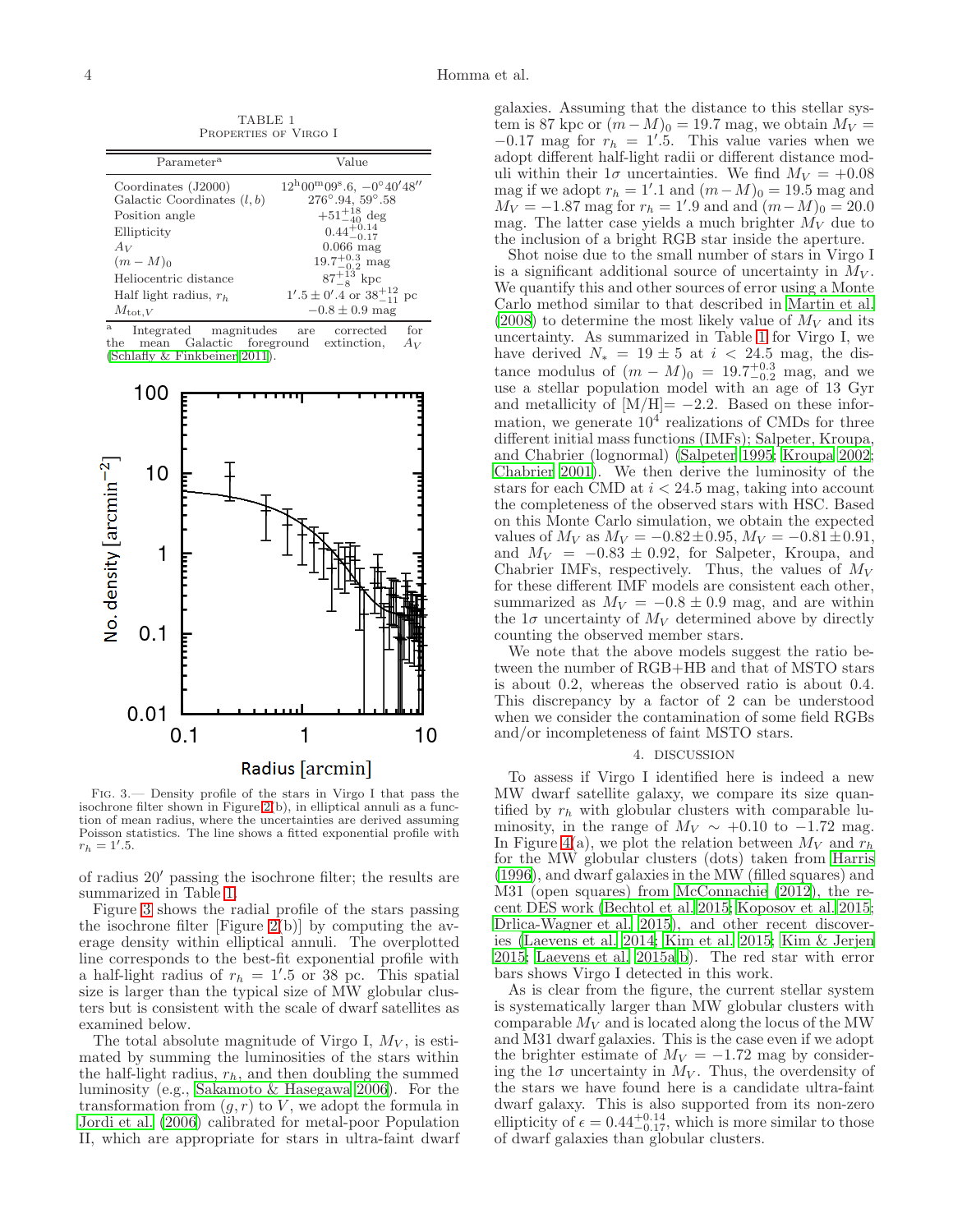TABLE 1
Properties of Virgo I

| Parameter[a] | Value |
| --- | --- |
| Coordinates (J2000) | $12^{\rm h}00^{\rm m}09^{\rm s}.6$, $-0°40'48''$ |
| Galactic Coordinates $(l, b)$ | $276°.94$, $59°.58$ |
| Position angle | $+51^{+18}_{-40}$ deg |
| Ellipticity | $0.44^{+0.14}_{-0.17}$ |
| $A_V$ | 0.066 mag |
| $(m-M)_0$ | $19.7^{+0.3}_{-0.2}$ mag |
| Heliocentric distance | $87^{+13}_{-8}$ kpc |
| Half light radius, $r_h$ | $1'.5 \pm 0'.4$ or $38^{+12}_{-11}$ pc |
| $M_{{\rm tot},V}$ | $-0.8 \pm 0.9$ mag |

[a] Integrated magnitudes are corrected for the mean Galactic foreground extinction, $A_V$ (Schlafly & Finkbeiner 2011).

Fig. 3.— Density profile of the stars in Virgo I that pass the isochrone filter shown in Figure 2(b), in elliptical annuli as a function of mean radius, where the uncertainties are derived assuming Poisson statistics. The line shows a fitted exponential profile with $r_h = 1'.5$.

of radius $20'$ passing the isochrone filter; the results are summarized in Table 1.

Figure 3 shows the radial profile of the stars passing the isochrone filter [Figure 2(b)] by computing the average density within elliptical annuli. The overplotted line corresponds to the best-fit exponential profile with a half-light radius of $r_h = 1'.5$ or 38 pc. This spatial size is larger than the typical size of MW globular clusters but is consistent with the scale of dwarf satellites as examined below.

The total absolute magnitude of Virgo I, $M_V$, is estimated by summing the luminosities of the stars within the half-light radius, $r_h$, and then doubling the summed luminosity (e.g., Sakamoto & Hasegawa 2006). For the transformation from $(g, r)$ to $V$, we adopt the formula in Jordi et al. (2006) calibrated for metal-poor Population II, which are appropriate for stars in ultra-faint dwarf galaxies. Assuming that the distance to this stellar system is 87 kpc or $(m-M)_0 = 19.7$ mag, we obtain $M_V = -0.17$ mag for $r_h = 1'.5$. This value varies when we adopt different half-light radii or different distance moduli within their $1\sigma$ uncertainties. We find $M_V = +0.08$ mag if we adopt $r_h = 1'.1$ and $(m-M)_0 = 19.5$ mag and $M_V = -1.87$ mag for $r_h = 1'.9$ and and $(m-M)_0 = 20.0$ mag. The latter case yields a much brighter $M_V$ due to the inclusion of a bright RGB star inside the aperture.

Shot noise due to the small number of stars in Virgo I is a significant additional source of uncertainty in $M_V$. We quantify this and other sources of error using a Monte Carlo method similar to that described in Martin et al. (2008) to determine the most likely value of $M_V$ and its uncertainty. As summarized in Table 1 for Virgo I, we have derived $N_* = 19 \pm 5$ at $i < 24.5$ mag, the distance modulus of $(m-M)_0 = 19.7^{+0.3}_{-0.2}$ mag, and we use a stellar population model with an age of 13 Gyr and metallicity of $[{\rm M/H}] = -2.2$. Based on these information, we generate $10^4$ realizations of CMDs for three different initial mass functions (IMFs); Salpeter, Kroupa, and Chabrier (lognormal) (Salpeter 1995; Kroupa 2002; Chabrier 2001). We then derive the luminosity of the stars for each CMD at $i < 24.5$ mag, taking into account the completeness of the observed stars with HSC. Based on this Monte Carlo simulation, we obtain the expected values of $M_V$ as $M_V = -0.82 \pm 0.95$, $M_V = -0.81 \pm 0.91$, and $M_V = -0.83 \pm 0.92$, for Salpeter, Kroupa, and Chabrier IMFs, respectively. Thus, the values of $M_V$ for these different IMF models are consistent each other, summarized as $M_V = -0.8 \pm 0.9$ mag, and are within the $1\sigma$ uncertainty of $M_V$ determined above by directly counting the observed member stars.

We note that the above models suggest the ratio between the number of RGB+HB and that of MSTO stars is about 0.2, whereas the observed ratio is about 0.4. This discrepancy by a factor of 2 can be understood when we consider the contamination of some field RGBs and/or incompleteness of faint MSTO stars.

## 4. DISCUSSION

To assess if Virgo I identified here is indeed a new MW dwarf satellite galaxy, we compare its size quantified by $r_h$ with globular clusters with comparable luminosity, in the range of $M_V \sim +0.10$ to $-1.72$ mag. In Figure 4(a), we plot the relation between $M_V$ and $r_h$ for the MW globular clusters (dots) taken from Harris (1996), and dwarf galaxies in the MW (filled squares) and M31 (open squares) from McConnachie (2012), the recent DES work (Bechtol et al. 2015; Koposov et al. 2015; Drlica-Wagner et al. 2015), and other recent discoveries (Laevens et al. 2014; Kim et al. 2015; Kim & Jerjen 2015; Laevens et al. 2015a,b). The red star with error bars shows Virgo I detected in this work.

As is clear from the figure, the current stellar system is systematically larger than MW globular clusters with comparable $M_V$ and is located along the locus of the MW and M31 dwarf galaxies. This is the case even if we adopt the brighter estimate of $M_V = -1.72$ mag by considering the $1\sigma$ uncertainty in $M_V$. Thus, the overdensity of the stars we have found here is a candidate ultra-faint dwarf galaxy. This is also supported from its non-zero ellipticity of $\epsilon = 0.44^{+0.14}_{-0.17}$, which is more similar to those of dwarf galaxies than globular clusters.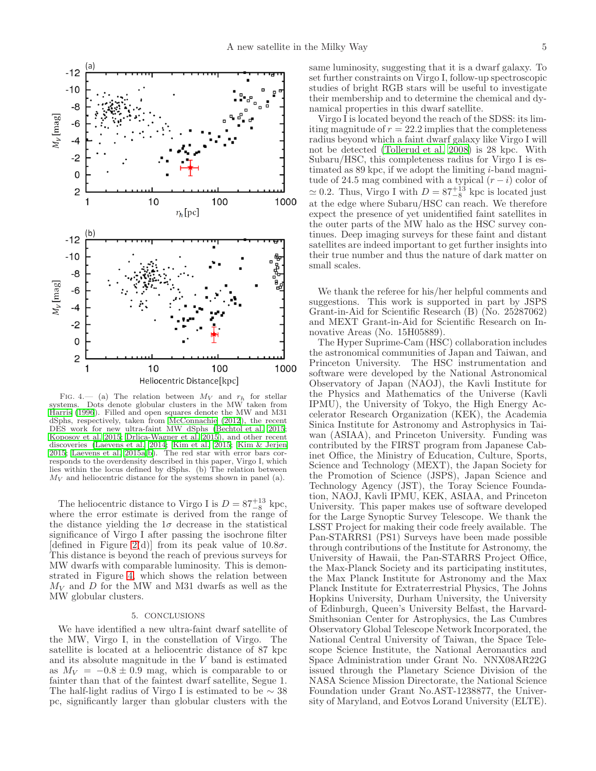FIG. 4.— (a) The relation between $M_V$ and $r_h$ for stellar systems. Dots denote globular clusters in the MW taken from Harris (1996). Filled and open squares denote the MW and M31 dSphs, respectively, taken from McConnachie (2012), the recent DES work for new ultra-faint MW dSphs (Bechtol et al. 2015; Koposov et al. 2015; Drlica-Wagner et al. 2015), and other recent discoveries (Laevens et al. 2014; Kim et al. 2015; Kim & Jerjen 2015; Laevens et al. 2015a,b). The red star with error bars corresponds to the overdensity described in this paper, Virgo I, which lies within the locus defined by dSphs. (b) The relation between $M_V$ and heliocentric distance for the systems shown in panel (a).

The heliocentric distance to Virgo I is $D = 87^{+13}_{-8}$ kpc, where the error estimate is derived from the range of the distance yielding the $1\sigma$ decrease in the statistical significance of Virgo I after passing the isochrone filter [defined in Figure 2(d)] from its peak value of $10.8\sigma$. This distance is beyond the reach of previous surveys for MW dwarfs with comparable luminosity. This is demonstrated in Figure 4, which shows the relation between $M_V$ and $D$ for the MW and M31 dwarfs as well as the MW globular clusters.

## 5. CONCLUSIONS

We have identified a new ultra-faint dwarf satellite of the MW, Virgo I, in the constellation of Virgo. The satellite is located at a heliocentric distance of 87 kpc and its absolute magnitude in the $V$ band is estimated as $M_V = -0.8 \pm 0.9$ mag, which is comparable to or fainter than that of the faintest dwarf satellite, Segue 1. The half-light radius of Virgo I is estimated to be $\sim 38$ pc, significantly larger than globular clusters with the same luminosity, suggesting that it is a dwarf galaxy. To set further constraints on Virgo I, follow-up spectroscopic studies of bright RGB stars will be useful to investigate their membership and to determine the chemical and dynamical properties in this dwarf satellite.

Virgo I is located beyond the reach of the SDSS: its limiting magnitude of $r = 22.2$ implies that the completeness radius beyond which a faint dwarf galaxy like Virgo I will not be detected (Tollerud et al. 2008) is 28 kpc. With Subaru/HSC, this completeness radius for Virgo I is estimated as 89 kpc, if we adopt the limiting $i$-band magnitude of 24.5 mag combined with a typical $(r - i)$ color of $\simeq 0.2$. Thus, Virgo I with $D = 87^{+13}_{-8}$ kpc is located just at the edge where Subaru/HSC can reach. We therefore expect the presence of yet unidentified faint satellites in the outer parts of the MW halo as the HSC survey continues. Deep imaging surveys for these faint and distant satellites are indeed important to get further insights into their true number and thus the nature of dark matter on small scales.

We thank the referee for his/her helpful comments and suggestions. This work is supported in part by JSPS Grant-in-Aid for Scientific Research (B) (No. 25287062) and MEXT Grant-in-Aid for Scientific Research on Innovative Areas (No. 15H05889).

The Hyper Suprime-Cam (HSC) collaboration includes the astronomical communities of Japan and Taiwan, and Princeton University. The HSC instrumentation and software were developed by the National Astronomical Observatory of Japan (NAOJ), the Kavli Institute for the Physics and Mathematics of the Universe (Kavli IPMU), the University of Tokyo, the High Energy Accelerator Research Organization (KEK), the Academia Sinica Institute for Astronomy and Astrophysics in Taiwan (ASIAA), and Princeton University. Funding was contributed by the FIRST program from Japanese Cabinet Office, the Ministry of Education, Culture, Sports, Science and Technology (MEXT), the Japan Society for the Promotion of Science (JSPS), Japan Science and Technology Agency (JST), the Toray Science Foundation, NAOJ, Kavli IPMU, KEK, ASIAA, and Princeton University. This paper makes use of software developed for the Large Synoptic Survey Telescope. We thank the LSST Project for making their code freely available. The Pan-STARRS1 (PS1) Surveys have been made possible through contributions of the Institute for Astronomy, the University of Hawaii, the Pan-STARRS Project Office, the Max-Planck Society and its participating institutes, the Max Planck Institute for Astronomy and the Max Planck Institute for Extraterrestrial Physics, The Johns Hopkins University, Durham University, the University of Edinburgh, Queen's University Belfast, the Harvard-Smithsonian Center for Astrophysics, the Las Cumbres Observatory Global Telescope Network Incorporated, the National Central University of Taiwan, the Space Telescope Science Institute, the National Aeronautics and Space Administration under Grant No. NNX08AR22G issued through the Planetary Science Division of the NASA Science Mission Directorate, the National Science Foundation under Grant No.AST-1238877, the University of Maryland, and Eotvos Lorand University (ELTE).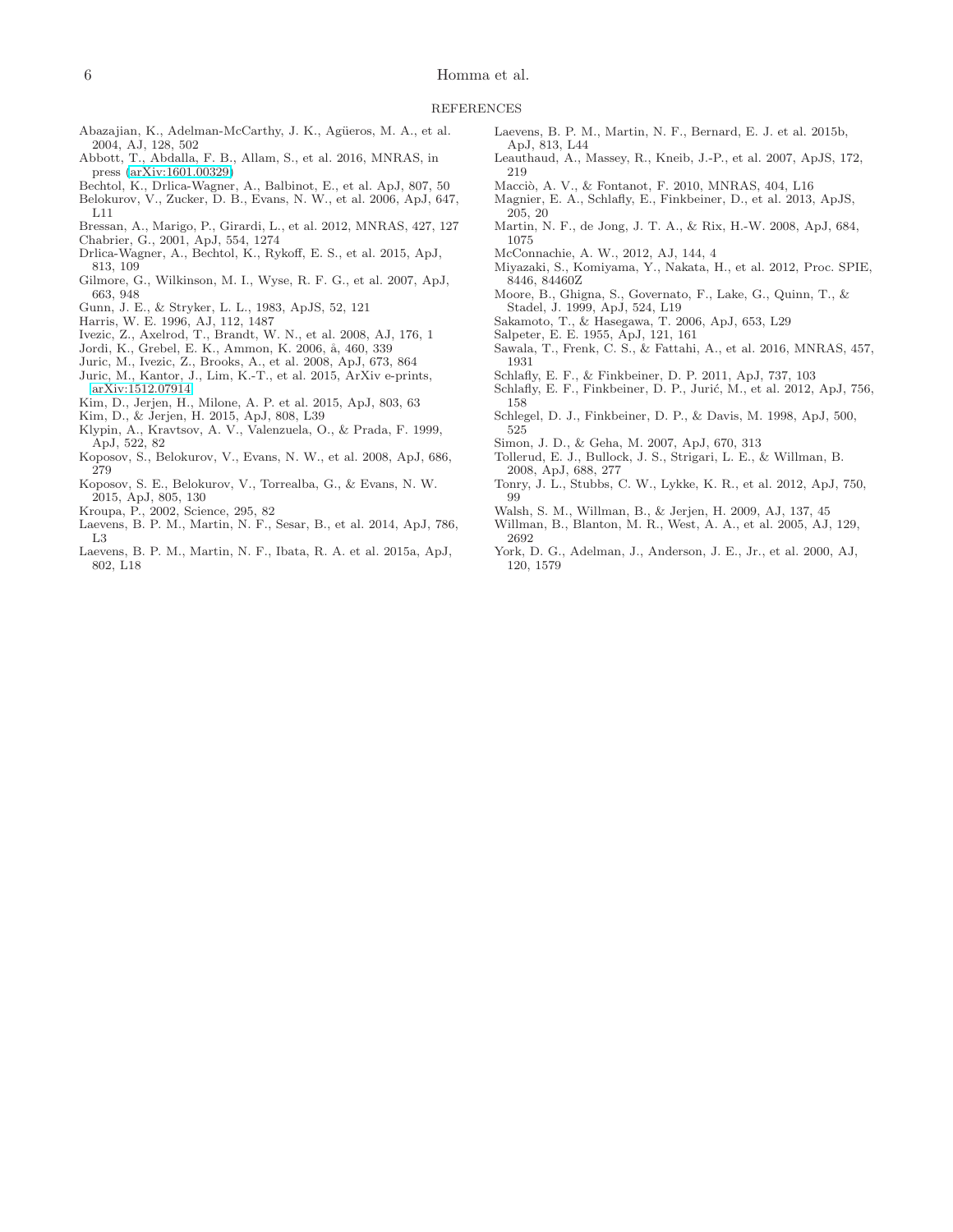## REFERENCES

Abazajian, K., Adelman-McCarthy, J. K., Agüeros, M. A., et al. 2004, AJ, 128, 502

Abbott, T., Abdalla, F. B., Allam, S., et al. 2016, MNRAS, in press (arXiv:1601.00329)

Bechtol, K., Drlica-Wagner, A., Balbinot, E., et al. ApJ, 807, 50

Belokurov, V., Zucker, D. B., Evans, N. W., et al. 2006, ApJ, 647, L11

Bressan, A., Marigo, P., Girardi, L., et al. 2012, MNRAS, 427, 127

Chabrier, G., 2001, ApJ, 554, 1274

Drlica-Wagner, A., Bechtol, K., Rykoff, E. S., et al. 2015, ApJ, 813, 109

Gilmore, G., Wilkinson, M. I., Wyse, R. F. G., et al. 2007, ApJ, 663, 948

Gunn, J. E., & Stryker, L. L., 1983, ApJS, 52, 121

Harris, W. E. 1996, AJ, 112, 1487

Ivezic, Z., Axelrod, T., Brandt, W. N., et al. 2008, AJ, 176, 1

Jordi, K., Grebel, E. K., Ammon, K. 2006, å, 460, 339

Juric, M., Ivezic, Z., Brooks, A., et al. 2008, ApJ, 673, 864

Juric, M., Kantor, J., Lim, K.-T., et al. 2015, ArXiv e-prints, arXiv:1512.07914

Kim, D., Jerjen, H., Milone, A. P. et al. 2015, ApJ, 803, 63

Kim, D., & Jerjen, H. 2015, ApJ, 808, L39

Klypin, A., Kravtsov, A. V., Valenzuela, O., & Prada, F. 1999, ApJ, 522, 82

Koposov, S., Belokurov, V., Evans, N. W., et al. 2008, ApJ, 686, 279

Koposov, S. E., Belokurov, V., Torrealba, G., & Evans, N. W. 2015, ApJ, 805, 130

Kroupa, P., 2002, Science, 295, 82

Laevens, B. P. M., Martin, N. F., Sesar, B., et al. 2014, ApJ, 786, L3

Laevens, B. P. M., Martin, N. F., Ibata, R. A. et al. 2015a, ApJ, 802, L18

Laevens, B. P. M., Martin, N. F., Bernard, E. J. et al. 2015b, ApJ, 813, L44

Leauthaud, A., Massey, R., Kneib, J.-P., et al. 2007, ApJS, 172, 219

Macciò, A. V., & Fontanot, F. 2010, MNRAS, 404, L16

Magnier, E. A., Schlafly, E., Finkbeiner, D., et al. 2013, ApJS, 205, 20

Martin, N. F., de Jong, J. T. A., & Rix, H.-W. 2008, ApJ, 684, 1075

McConnachie, A. W., 2012, AJ, 144, 4

Miyazaki, S., Komiyama, Y., Nakata, H., et al. 2012, Proc. SPIE, 8446, 84460Z

Moore, B., Ghigna, S., Governato, F., Lake, G., Quinn, T., & Stadel, J. 1999, ApJ, 524, L19

Sakamoto, T., & Hasegawa, T. 2006, ApJ, 653, L29

Salpeter, E. E. 1955, ApJ, 121, 161

Sawala, T., Frenk, C. S., & Fattahi, A., et al. 2016, MNRAS, 457, 1931

Schlafly, E. F., & Finkbeiner, D. P. 2011, ApJ, 737, 103

Schlafly, E. F., Finkbeiner, D. P., Jurić, M., et al. 2012, ApJ, 756, 158

Schlegel, D. J., Finkbeiner, D. P., & Davis, M. 1998, ApJ, 500, 525

Simon, J. D., & Geha, M. 2007, ApJ, 670, 313

Tollerud, E. J., Bullock, J. S., Strigari, L. E., & Willman, B. 2008, ApJ, 688, 277

Tonry, J. L., Stubbs, C. W., Lykke, K. R., et al. 2012, ApJ, 750, 99

Walsh, S. M., Willman, B., & Jerjen, H. 2009, AJ, 137, 45

Willman, B., Blanton, M. R., West, A. A., et al. 2005, AJ, 129, 2692

York, D. G., Adelman, J., Anderson, J. E., Jr., et al. 2000, AJ, 120, 1579